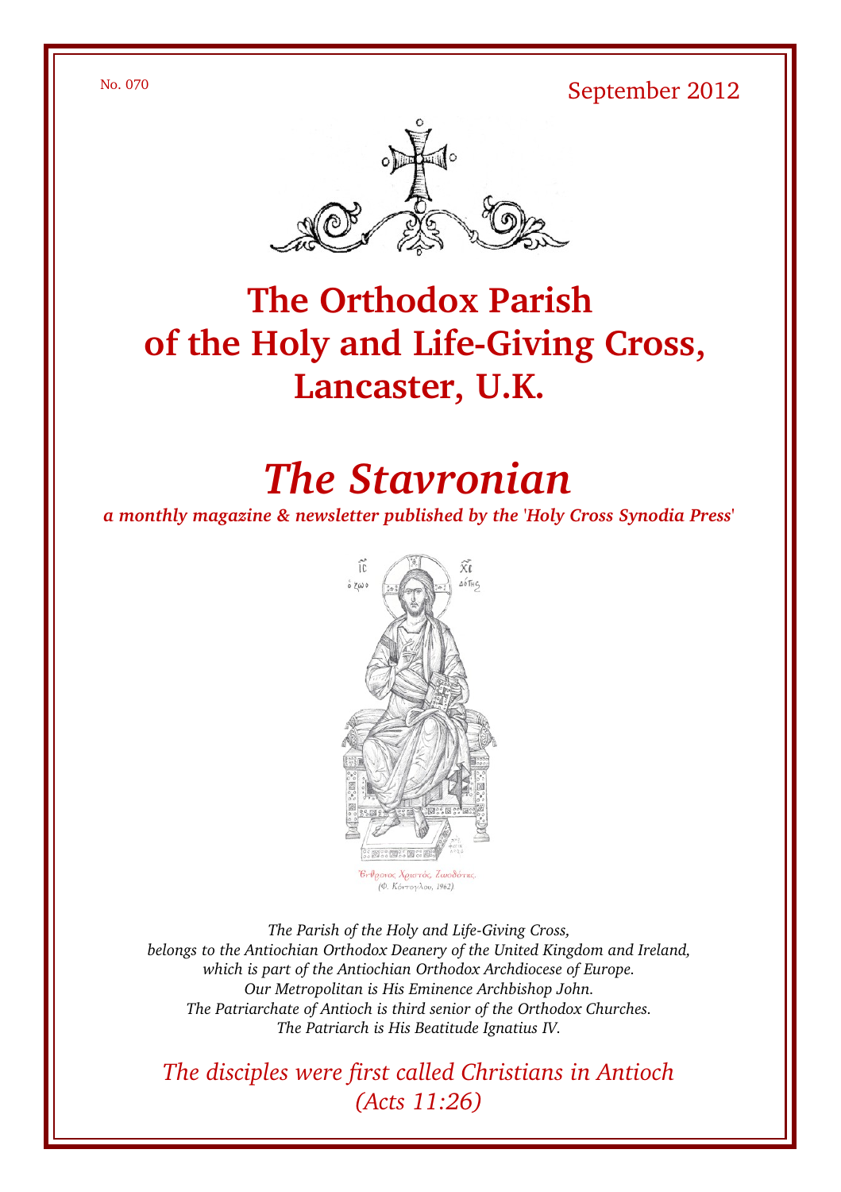No. 070

September 2012

# The Orthodox Parish of the Holy and Life-Giving Cross, Lancaster, U.K.

# *The Stavronian*

***a monthly magazine & newsletter published by the 'Holy Cross Synodia Press'***

*The Parish of the Holy and Life-Giving Cross,*
*belongs to the Antiochian Orthodox Deanery of the United Kingdom and Ireland,*
*which is part of the Antiochian Orthodox Archdiocese of Europe.*
*Our Metropolitan is His Eminence Archbishop John.*
*The Patriarchate of Antioch is third senior of the Orthodox Churches.*
*The Patriarch is His Beatitude Ignatius IV.*

*The disciples were first called Christians in Antioch*
*(Acts 11:26)*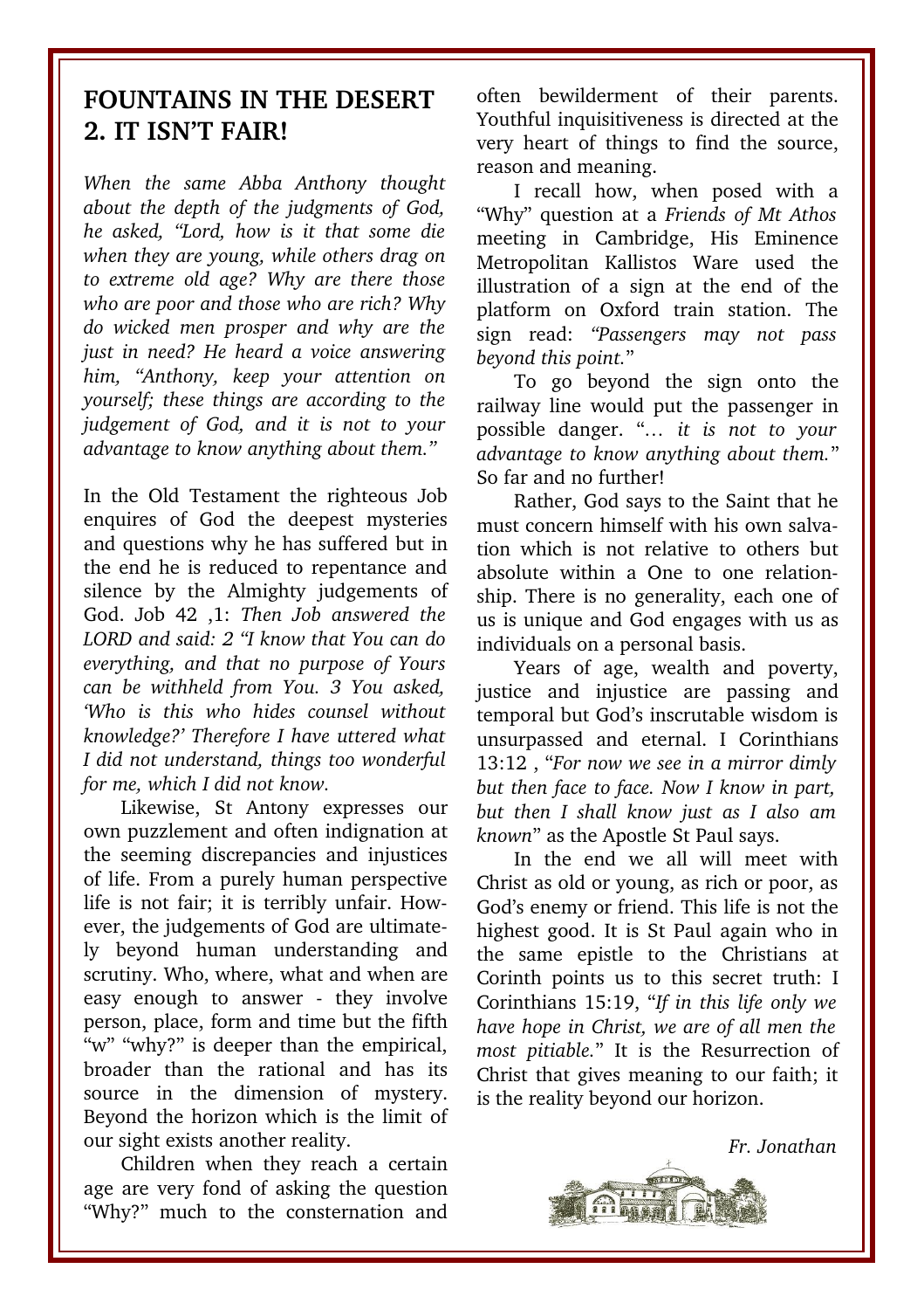## FOUNTAINS IN THE DESERT
## 2. IT ISN'T FAIR!

*When the same Abba Anthony thought about the depth of the judgments of God, he asked, "Lord, how is it that some die when they are young, while others drag on to extreme old age? Why are there those who are poor and those who are rich? Why do wicked men prosper and why are the just in need? He heard a voice answering him, "Anthony, keep your attention on yourself; these things are according to the judgement of God, and it is not to your advantage to know anything about them."*

In the Old Testament the righteous Job enquires of God the deepest mysteries and questions why he has suffered but in the end he is reduced to repentance and silence by the Almighty judgements of God. Job 42 ,1: *Then Job answered the LORD and said: 2 "I know that You can do everything, and that no purpose of Yours can be withheld from You. 3 You asked, 'Who is this who hides counsel without knowledge?' Therefore I have uttered what I did not understand, things too wonderful for me, which I did not know.*

Likewise, St Antony expresses our own puzzlement and often indignation at the seeming discrepancies and injustices of life. From a purely human perspective life is not fair; it is terribly unfair. However, the judgements of God are ultimately beyond human understanding and scrutiny. Who, where, what and when are easy enough to answer - they involve person, place, form and time but the fifth "w" "why?" is deeper than the empirical, broader than the rational and has its source in the dimension of mystery. Beyond the horizon which is the limit of our sight exists another reality.

Children when they reach a certain age are very fond of asking the question "Why?" much to the consternation and often bewilderment of their parents. Youthful inquisitiveness is directed at the very heart of things to find the source, reason and meaning.

I recall how, when posed with a "Why" question at a *Friends of Mt Athos* meeting in Cambridge, His Eminence Metropolitan Kallistos Ware used the illustration of a sign at the end of the platform on Oxford train station. The sign read: *"Passengers may not pass beyond this point."*

To go beyond the sign onto the railway line would put the passenger in possible danger. "… *it is not to your advantage to know anything about them.*" So far and no further!

Rather, God says to the Saint that he must concern himself with his own salvation which is not relative to others but absolute within a One to one relationship. There is no generality, each one of us is unique and God engages with us as individuals on a personal basis.

Years of age, wealth and poverty, justice and injustice are passing and temporal but God's inscrutable wisdom is unsurpassed and eternal. I Corinthians 13:12 , "*For now we see in a mirror dimly but then face to face. Now I know in part, but then I shall know just as I also am known*" as the Apostle St Paul says.

In the end we all will meet with Christ as old or young, as rich or poor, as God's enemy or friend. This life is not the highest good. It is St Paul again who in the same epistle to the Christians at Corinth points us to this secret truth: I Corinthians 15:19, "*If in this life only we have hope in Christ, we are of all men the most pitiable.*" It is the Resurrection of Christ that gives meaning to our faith; it is the reality beyond our horizon.

*Fr. Jonathan*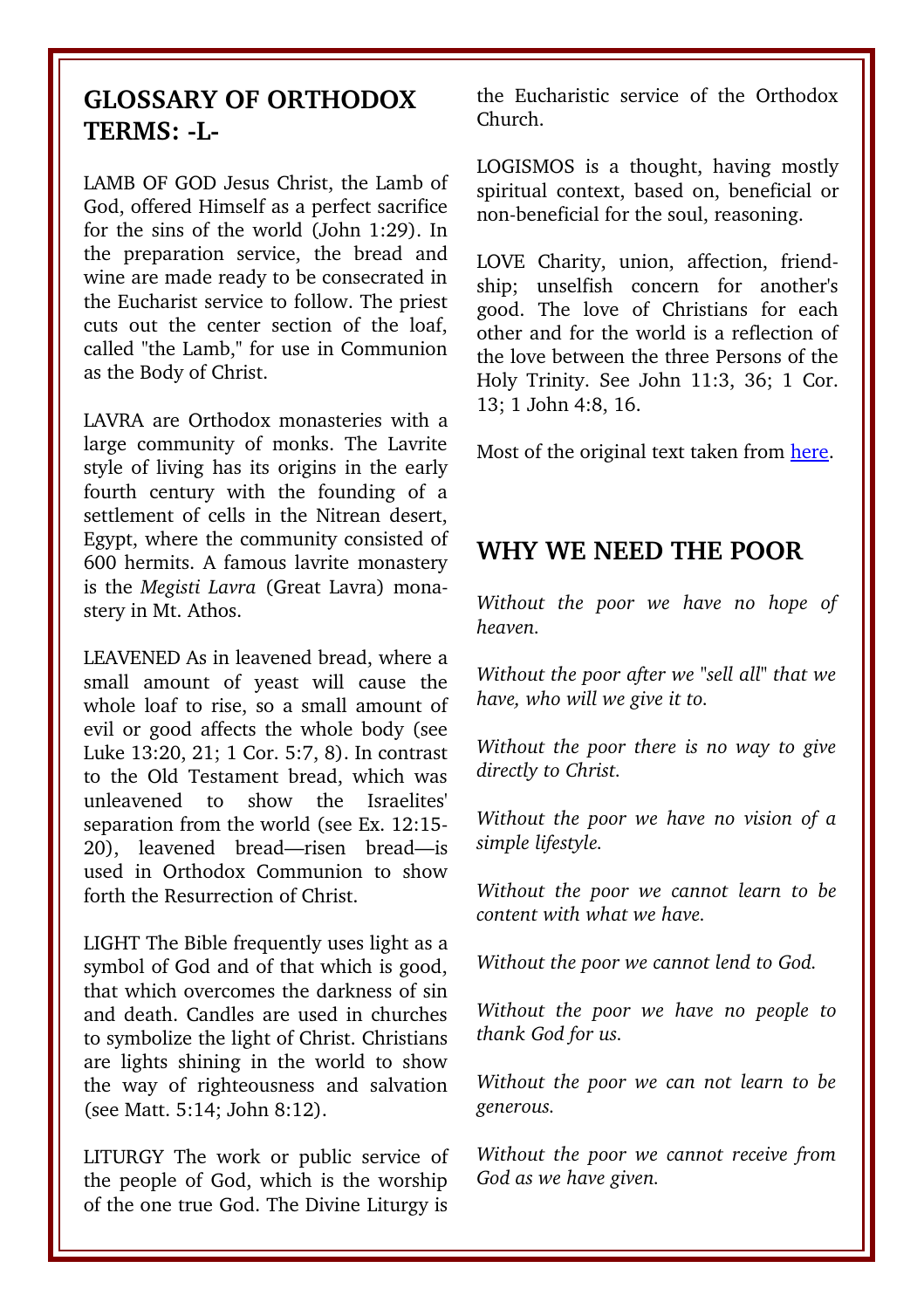## GLOSSARY OF ORTHODOX TERMS: -L-

LAMB OF GOD Jesus Christ, the Lamb of God, offered Himself as a perfect sacrifice for the sins of the world (John 1:29). In the preparation service, the bread and wine are made ready to be consecrated in the Eucharist service to follow. The priest cuts out the center section of the loaf, called "the Lamb," for use in Communion as the Body of Christ.

LAVRA are Orthodox monasteries with a large community of monks. The Lavrite style of living has its origins in the early fourth century with the founding of a settlement of cells in the Nitrean desert, Egypt, where the community consisted of 600 hermits. A famous lavrite monastery is the *Megisti Lavra* (Great Lavra) monastery in Mt. Athos.

LEAVENED As in leavened bread, where a small amount of yeast will cause the whole loaf to rise, so a small amount of evil or good affects the whole body (see Luke 13:20, 21; 1 Cor. 5:7, 8). In contrast to the Old Testament bread, which was unleavened to show the Israelites' separation from the world (see Ex. 12:15-20), leavened bread—risen bread—is used in Orthodox Communion to show forth the Resurrection of Christ.

LIGHT The Bible frequently uses light as a symbol of God and of that which is good, that which overcomes the darkness of sin and death. Candles are used in churches to symbolize the light of Christ. Christians are lights shining in the world to show the way of righteousness and salvation (see Matt. 5:14; John 8:12).

LITURGY The work or public service of the people of God, which is the worship of the one true God. The Divine Liturgy is the Eucharistic service of the Orthodox Church.

LOGISMOS is a thought, having mostly spiritual context, based on, beneficial or non-beneficial for the soul, reasoning.

LOVE Charity, union, affection, friendship; unselfish concern for another's good. The love of Christians for each other and for the world is a reflection of the love between the three Persons of the Holy Trinity. See John 11:3, 36; 1 Cor. 13; 1 John 4:8, 16.

Most of the original text taken from here.

## WHY WE NEED THE POOR

*Without the poor we have no hope of heaven.*

*Without the poor after we "sell all" that we have, who will we give it to.*

*Without the poor there is no way to give directly to Christ.*

*Without the poor we have no vision of a simple lifestyle.*

*Without the poor we cannot learn to be content with what we have.*

*Without the poor we cannot lend to God.*

*Without the poor we have no people to thank God for us.*

*Without the poor we can not learn to be generous.*

*Without the poor we cannot receive from God as we have given.*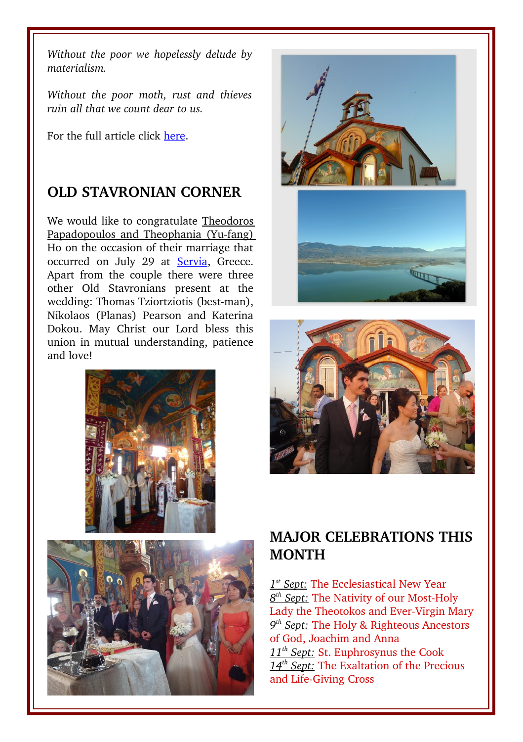*Without the poor we hopelessly delude by materialism.*

*Without the poor moth, rust and thieves ruin all that we count dear to us.*

For the full article click here.

## OLD STAVRONIAN CORNER

We would like to congratulate Theodoros Papadopoulos and Theophania (Yu-fang) Ho on the occasion of their marriage that occurred on July 29 at Servia, Greece. Apart from the couple there were three other Old Stavronians present at the wedding: Thomas Tziortziotis (best-man), Nikolaos (Planas) Pearson and Katerina Dokou. May Christ our Lord bless this union in mutual understanding, patience and love!

## MAJOR CELEBRATIONS THIS MONTH

*1st Sept:* The Ecclesiastical New Year
*8th Sept:* The Nativity of our Most-Holy Lady the Theotokos and Ever-Virgin Mary
*9th Sept:* The Holy & Righteous Ancestors of God, Joachim and Anna
*11th Sept:* St. Euphrosynus the Cook
*14th Sept:* The Exaltation of the Precious and Life-Giving Cross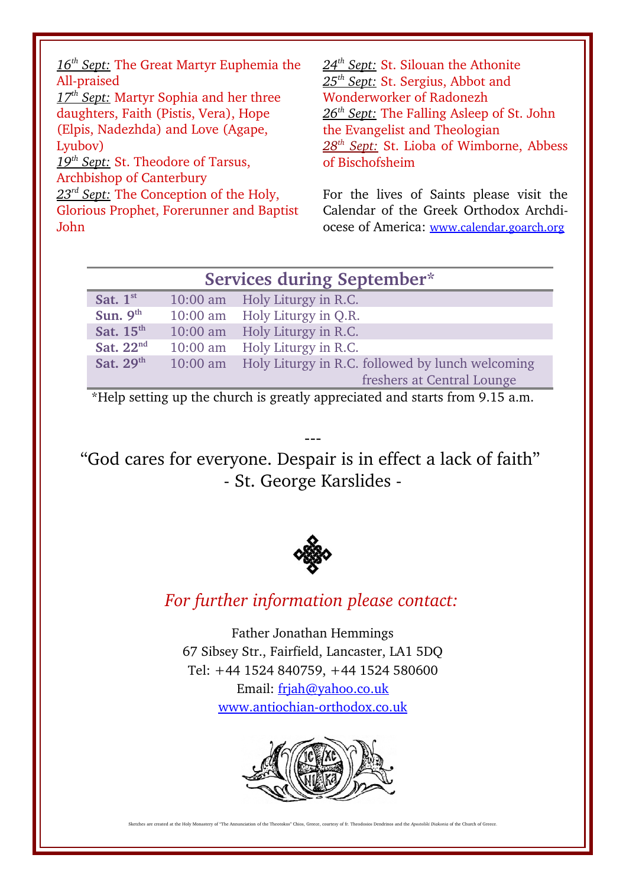*16th Sept:* The Great Martyr Euphemia the All-praised
*17th Sept:* Martyr Sophia and her three daughters, Faith (Pistis, Vera), Hope (Elpis, Nadezhda) and Love (Agape, Lyubov)
*19th Sept:* St. Theodore of Tarsus, Archbishop of Canterbury
*23rd Sept:* The Conception of the Holy, Glorious Prophet, Forerunner and Baptist John
*24th Sept:* St. Silouan the Athonite
*25th Sept:* St. Sergius, Abbot and Wonderworker of Radonezh
*26th Sept:* The Falling Asleep of St. John the Evangelist and Theologian
*28th Sept:* St. Lioba of Wimborne, Abbess of Bischofsheim

For the lives of Saints please visit the Calendar of the Greek Orthodox Archdiocese of America: www.calendar.goarch.org

## Services during September*

| | | |
|---|---|---|
| **Sat. 1st** | 10:00 am | Holy Liturgy in R.C. |
| **Sun. 9th** | 10:00 am | Holy Liturgy in Q.R. |
| **Sat. 15th** | 10:00 am | Holy Liturgy in R.C. |
| **Sat. 22nd** | 10:00 am | Holy Liturgy in R.C. |
| **Sat. 29th** | 10:00 am | Holy Liturgy in R.C. followed by lunch welcoming freshers at Central Lounge |

*Help setting up the church is greatly appreciated and starts from 9.15 a.m.

---

“God cares for everyone. Despair is in effect a lack of faith”
- St. George Karslides -

*For further information please contact:*

Father Jonathan Hemmings
67 Sibsey Str., Fairfield, Lancaster, LA1 5DQ
Tel: +44 1524 840759, +44 1524 580600
Email: frjah@yahoo.co.uk
www.antiochian-orthodox.co.uk

Sketches are created at the Holy Monastery of “The Annunciation of the Theotokos” Chios, Greece, courtesy of fr. Theodosios Dendrinos and the *Apostoliki Diakonia* of the Church of Greece.